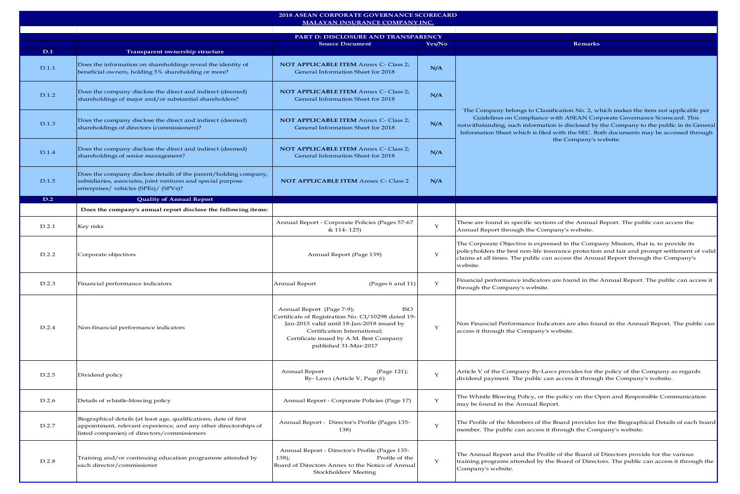# 2018 ASEAN CORPORATE GOVERNANCE SCORECARD

## MALAYAN INSURANCE COMPANY INC.

### PART D: DISCLOSURE AND TRANSPARENCY

| D.1 | Transparent ownership structure | Source Document | Yes/No | Remarks |
|---|---|---|---|---|
| D.1.1 | Does the information on shareholdings reveal the identity of beneficial owners, holding 5% shareholding or more? | **NOT APPLICABLE ITEM** Annex C- Class 2; General Information Sheet for 2018 | **N/A** | The Company belongs to Classification No. 2, which makes the item not applicable per Guidelines on Compliance with ASEAN Corporate Governance Scorecard. This notwithstanding, such information is disclosed by the Company to the public in its General Information Sheet which is filed with the SEC. Both documents may be accessed through the Company's website. |
| D.1.2 | Does the company disclose the direct and indirect (deemed) shareholdings of major and/or substantial shareholders? | **NOT APPLICABLE ITEM** Annex C- Class 2; General Information Sheet for 2018 | **N/A** | |
| D.1.3 | Does the company disclose the direct and indirect (deemed) shareholdings of directors (commissioners)? | **NOT APPLICABLE ITEM** Annex C- Class 2; General Information Sheet for 2018 | **N/A** | |
| D.1.4 | Does the company disclose the direct and indirect (deemed) shareholdings of senior management? | **NOT APPLICABLE ITEM** Annex C- Class 2; General Information Sheet for 2018 | **N/A** | |
| D.1.5 | Does the company disclose details of the parent/holding company, subsidiaries, associates, joint ventures and special purpose enterprises/ vehicles (SPEs)/ (SPVs)? | **NOT APPLICABLE ITEM** Annex C- Class 2 | **N/A** | |
| **D.2** | **Quality of Annual Report** | | | |
| | **Does the company's annual report disclose the following items:** | | | |
| D.2.1 | Key risks | Annual Report - Corporate Policies (Pages 57-67 & 114- 125) | Y | These are found in specific sections of the Annual Report. The public can access the Annual Report through the Company's website. |
| D.2.2 | Corporate objectives | Annual Report (Page 139) | Y | The Corporate Objective is expressed in the Company Mission, that is, to provide its policyholders the best non-life insurance protection and fair and prompt settlement of valid claims at all times. The public can access the Annual Report through the Company's website. |
| D.2.3 | Financial performance indicators | Annual Report (Pages 6 and 11) | Y | Financial performance indicators are found in the Annual Report. The public can access it through the Company's website. |
| D.2.4 | Non-financial performance indicators | Annual Report (Page 7-9); ISO Certificate of Registration No. CI/10298 dated 19-Jan-2015 valid until 18-Jan-2018 issued by Certification International; Certificate issued by A.M. Best Company published 31-Mar-2017 | Y | Non Financial Performance Indicators are also found in the Annual Report. The public can access it through the Company's website. |
| D.2.5 | Dividend policy | Annual Report (Page 121); By- Laws (Article V, Page 6) | Y | Article V of the Company By-Laws provides for the policy of the Company as regards dividend payment. The public can access it through the Company's website. |
| D.2.6 | Details of whistle-blowing policy | Annual Report - Corporate Policies (Page 17) | Y | The Whistle Blowing Policy, or the policy on the Open and Responsible Communication may be found in the Annual Report. |
| D.2.7 | Biographical details (at least age, qualifications, date of first appointment, relevant experience, and any other directorships of listed companies) of directors/commissioners | Annual Report - Director's Profile (Pages 135-138) | Y | The Profile of the Members of the Board provides for the Biographical Details of each board member. The public can access it through the Company's website. |
| D.2.8 | Training and/or continuing education programme attended by each director/commissioner | Annual Report - Director's Profile (Pages 135-138); Profile of the Board of Directors Annex to the Notice of Annual Stockholders' Meeting | Y | The Annual Report and the Profile of the Board of Directors provide for the various training programs attended by the Board of Directors. The public can access it through the Company's website. |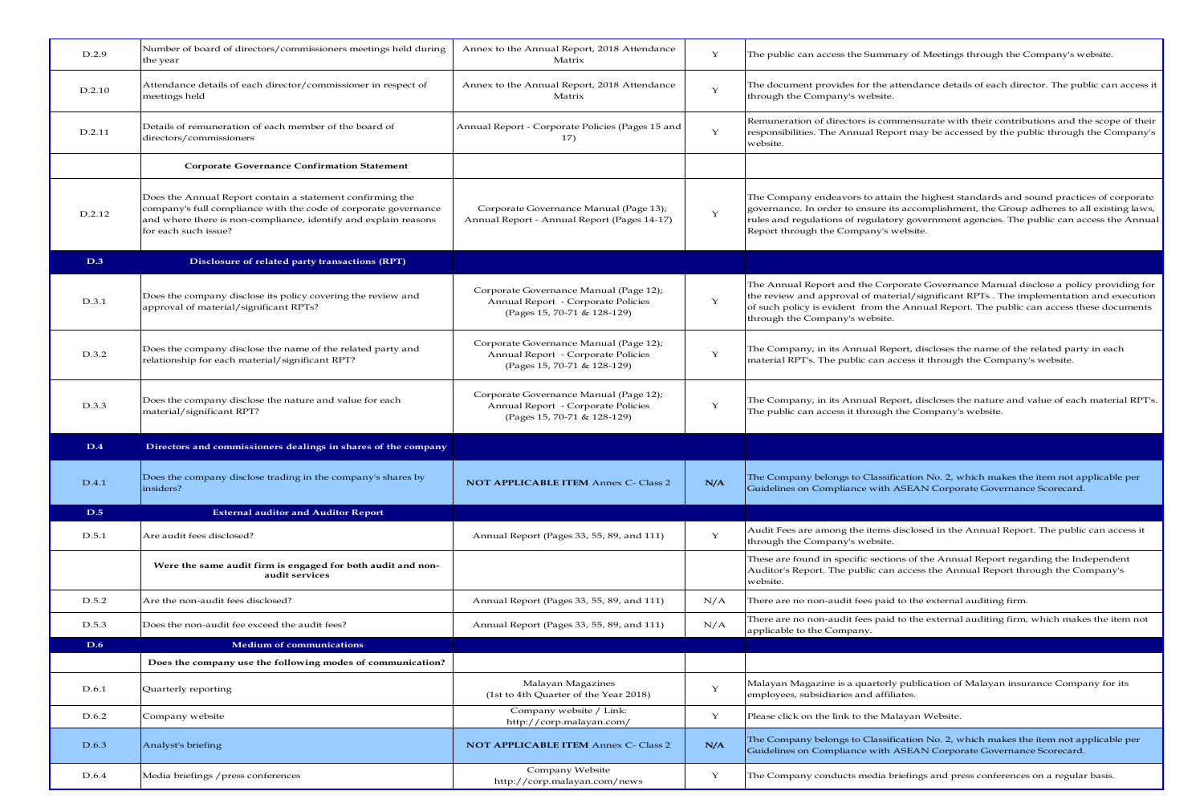| | | | | |
|---|---|---|---|---|
| D.2.9 | Number of board of directors/commissioners meetings held during the year | Annex to the Annual Report, 2018 Attendance Matrix | Y | The public can access the Summary of Meetings through the Company's website. |
| D.2.10 | Attendance details of each director/commissioner in respect of meetings held | Annex to the Annual Report, 2018 Attendance Matrix | Y | The document provides for the attendance details of each director. The public can access it through the Company's website. |
| D.2.11 | Details of remuneration of each member of the board of directors/commissioners | Annual Report - Corporate Policies (Pages 15 and 17) | Y | Remuneration of directors is commensurate with their contributions and the scope of their responsibilities. The Annual Report may be accessed by the public through the Company's website. |
| | **Corporate Governance Confirmation Statement** | | | |
| D.2.12 | Does the Annual Report contain a statement confirming the company's full compliance with the code of corporate governance and where there is non-compliance, identify and explain reasons for each such issue? | Corporate Governance Manual (Page 13); Annual Report - Annual Report (Pages 14-17) | Y | The Company endeavors to attain the highest standards and sound practices of corporate governance. In order to ensure its accomplishment, the Group adheres to all existing laws, rules and regulations of regulatory government agencies. The public can access the Annual Report through the Company's website. |
| **D.3** | **Disclosure of related party transactions (RPT)** | | | |
| D.3.1 | Does the company disclose its policy covering the review and approval of material/significant RPTs? | Corporate Governance Manual (Page 12); Annual Report - Corporate Policies (Pages 15, 70-71 & 128-129) | Y | The Annual Report and the Corporate Governance Manual disclose a policy providing for the review and approval of material/significant RPTs . The implementation and execution of such policy is evident from the Annual Report. The public can access these documents through the Company's website. |
| D.3.2 | Does the company disclose the name of the related party and relationship for each material/significant RPT? | Corporate Governance Manual (Page 12); Annual Report - Corporate Policies (Pages 15, 70-71 & 128-129) | Y | The Company, in its Annual Report, discloses the name of the related party in each material RPT's. The public can access it through the Company's website. |
| D.3.3 | Does the company disclose the nature and value for each material/significant RPT? | Corporate Governance Manual (Page 12); Annual Report - Corporate Policies (Pages 15, 70-71 & 128-129) | Y | The Company, in its Annual Report, discloses the nature and value of each material RPT's. The public can access it through the Company's website. |
| **D.4** | **Directors and commissioners dealings in shares of the company** | | | |
| D.4.1 | Does the company disclose trading in the company's shares by insiders? | **NOT APPLICABLE ITEM** Annex C- Class 2 | **N/A** | The Company belongs to Classification No. 2, which makes the item not applicable per Guidelines on Compliance with ASEAN Corporate Governance Scorecard. |
| **D.5** | **External auditor and Auditor Report** | | | |
| D.5.1 | Are audit fees disclosed? | Annual Report (Pages 33, 55, 89, and 111) | Y | Audit Fees are among the items disclosed in the Annual Report. The public can access it through the Company's website. |
| | **Were the same audit firm is engaged for both audit and non-audit services** | | | These are found in specific sections of the Annual Report regarding the Independent Auditor's Report. The public can access the Annual Report through the Company's website. |
| D.5.2 | Are the non-audit fees disclosed? | Annual Report (Pages 33, 55, 89, and 111) | N/A | There are no non-audit fees paid to the external auditing firm. |
| D.5.3 | Does the non-audit fee exceed the audit fees? | Annual Report (Pages 33, 55, 89, and 111) | N/A | There are no non-audit fees paid to the external auditing firm, which makes the item not applicable to the Company. |
| **D.6** | **Medium of communications** | | | |
| | **Does the company use the following modes of communication?** | | | |
| D.6.1 | Quarterly reporting | Malayan Magazines (1st to 4th Quarter of the Year 2018) | Y | Malayan Magazine is a quarterly publication of Malayan insurance Company for its employees, subsidiaries and affiliates. |
| D.6.2 | Company website | Company website / Link: http://corp.malayan.com/ | Y | Please click on the link to the Malayan Website. |
| D.6.3 | Analyst's briefing | **NOT APPLICABLE ITEM** Annex C- Class 2 | **N/A** | The Company belongs to Classification No. 2, which makes the item not applicable per Guidelines on Compliance with ASEAN Corporate Governance Scorecard. |
| D.6.4 | Media briefings /press conferences | Company Website http://corp.malayan.com/news | Y | The Company conducts media briefings and press conferences on a regular basis. |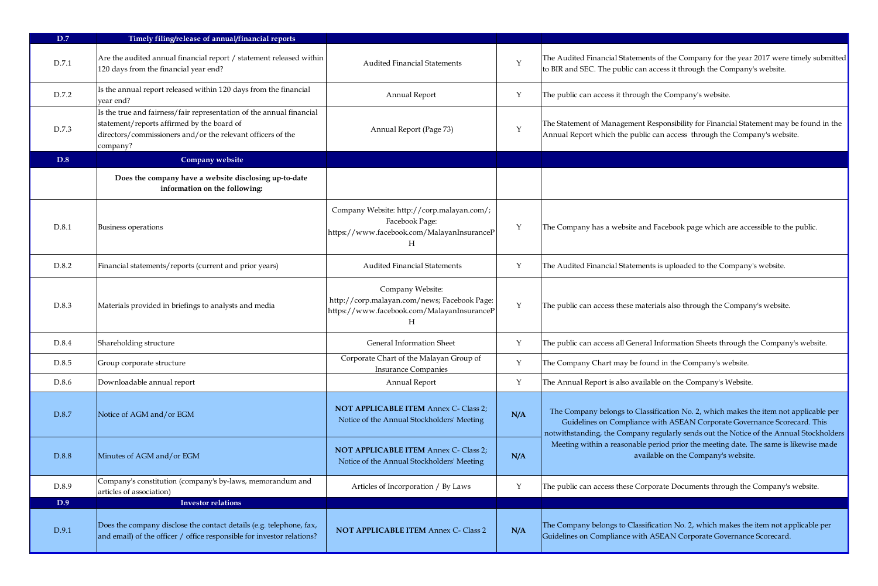| | | | | |
|---|---|---|---|---|
| **D.7** | **Timely filing/release of annual/financial reports** | | | |
| D.7.1 | Are the audited annual financial report / statement released within 120 days from the financial year end? | Audited Financial Statements | Y | The Audited Financial Statements of the Company for the year 2017 were timely submitted to BIR and SEC. The public can access it through the Company's website. |
| D.7.2 | Is the annual report released within 120 days from the financial year end? | Annual Report | Y | The public can access it through the Company's website. |
| D.7.3 | Is the true and fairness/fair representation of the annual financial statement/reports affirmed by the board of directors/commissioners and/or the relevant officers of the company? | Annual Report (Page 73) | Y | The Statement of Management Responsibility for Financial Statement may be found in the Annual Report which the public can access through the Company's website. |
| **D.8** | **Company website** | | | |
| | **Does the company have a website disclosing up-to-date information on the following:** | | | |
| D.8.1 | Business operations | Company Website: http://corp.malayan.com/; Facebook Page: https://www.facebook.com/MalayanInsurancePH | Y | The Company has a website and Facebook page which are accessible to the public. |
| D.8.2 | Financial statements/reports (current and prior years) | Audited Financial Statements | Y | The Audited Financial Statements is uploaded to the Company's website. |
| D.8.3 | Materials provided in briefings to analysts and media | Company Website: http://corp.malayan.com/news; Facebook Page: https://www.facebook.com/MalayanInsurancePH | Y | The public can access these materials also through the Company's website. |
| D.8.4 | Shareholding structure | General Information Sheet | Y | The public can access all General Information Sheets through the Company's website. |
| D.8.5 | Group corporate structure | Corporate Chart of the Malayan Group of Insurance Companies | Y | The Company Chart may be found in the Company's website. |
| D.8.6 | Downloadable annual report | Annual Report | Y | The Annual Report is also available on the Company's Website. |
| D.8.7 | Notice of AGM and/or EGM | **NOT APPLICABLE ITEM** Annex C- Class 2; Notice of the Annual Stockholders' Meeting | **N/A** | The Company belongs to Classification No. 2, which makes the item not applicable per Guidelines on Compliance with ASEAN Corporate Governance Scorecard. This notwithstanding, the Company regularly sends out the Notice of the Annual Stockholders Meeting within a reasonable period prior the meeting date. The same is likewise made available on the Company's website. |
| D.8.8 | Minutes of AGM and/or EGM | **NOT APPLICABLE ITEM** Annex C- Class 2; Notice of the Annual Stockholders' Meeting | **N/A** | |
| D.8.9 | Company's constitution (company's by-laws, memorandum and articles of association) | Articles of Incorporation / By Laws | Y | The public can access these Corporate Documents through the Company's website. |
| **D.9** | **Investor relations** | | | |
| D.9.1 | Does the company disclose the contact details (e.g. telephone, fax, and email) of the officer / office responsible for investor relations? | **NOT APPLICABLE ITEM** Annex C- Class 2 | **N/A** | The Company belongs to Classification No. 2, which makes the item not applicable per Guidelines on Compliance with ASEAN Corporate Governance Scorecard. |